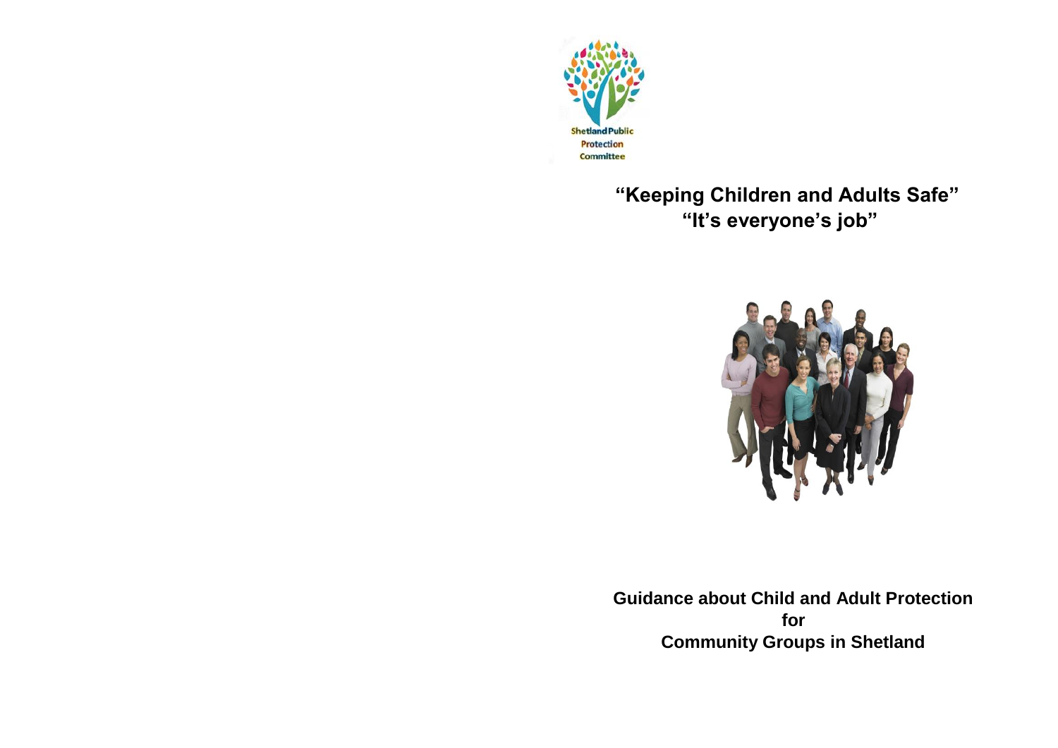Shetland Public Protection Committee

# "Keeping Children and Adults Safe" "It's everyone's job"

**Guidance about Child and Adult Protection for Community Groups in Shetland**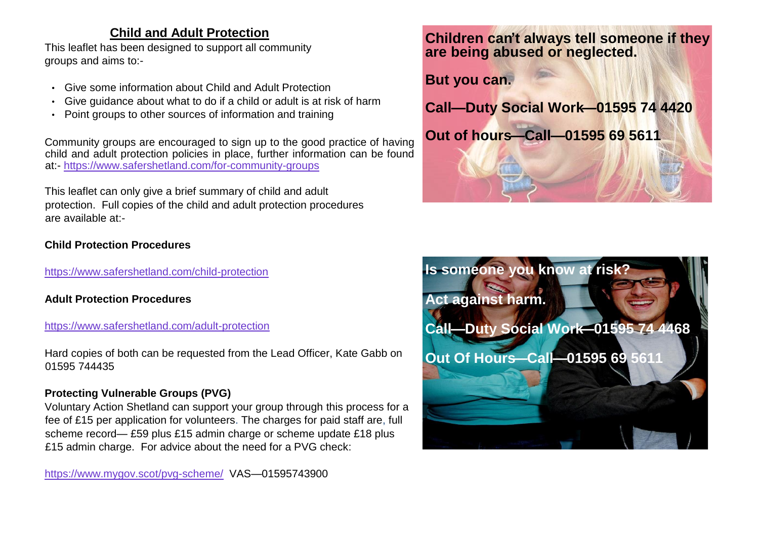## Child and Adult Protection

This leaflet has been designed to support all community groups and aims to:-

- Give some information about Child and Adult Protection
- Give guidance about what to do if a child or adult is at risk of harm
- Point groups to other sources of information and training

Community groups are encouraged to sign up to the good practice of having child and adult protection policies in place, further information can be found at:- https://www.safershetland.com/for-community-groups

This leaflet can only give a brief summary of child and adult protection. Full copies of the child and adult protection procedures are available at:-

**Child Protection Procedures**

https://www.safershetland.com/child-protection

**Adult Protection Procedures**

https://www.safershetland.com/adult-protection

Hard copies of both can be requested from the Lead Officer, Kate Gabb on 01595 744435

**Protecting Vulnerable Groups (PVG)**

Voluntary Action Shetland can support your group through this process for a fee of £15 per application for volunteers. The charges for paid staff are, full scheme record— £59 plus £15 admin charge or scheme update £18 plus £15 admin charge. For advice about the need for a PVG check:

https://www.mygov.scot/pvg-scheme/ VAS—01595743900

**Children can't always tell someone if they are being abused or neglected.**

**But you can.**

**Call—Duty Social Work—01595 74 4420**

**Out of hours—Call—01595 69 5611**

**Is someone you know at risk?**

**Act against harm.**

**Call—Duty Social Work—01595 74 4468**

**Out Of Hours—Call—01595 69 5611**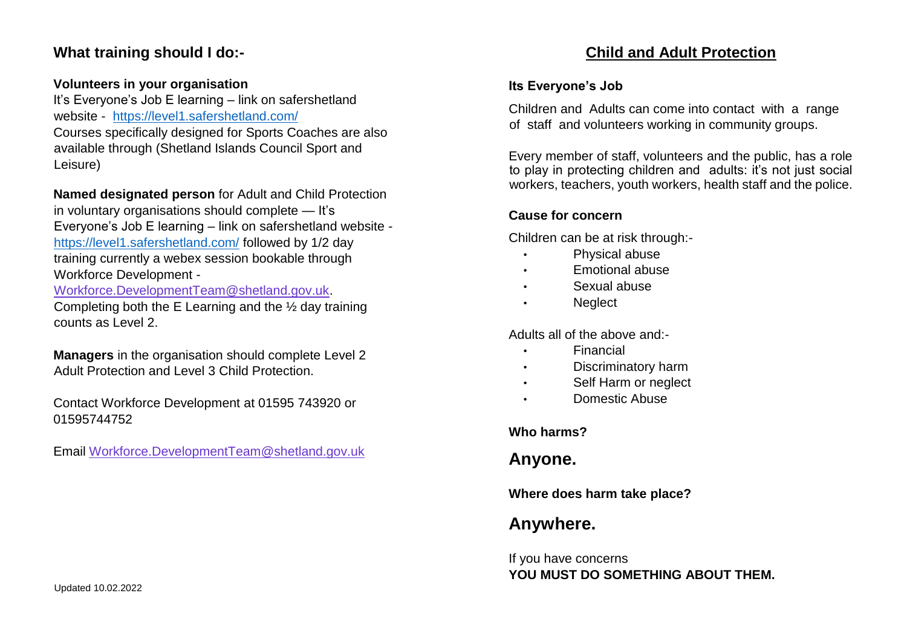## What training should I do:-

**Volunteers in your organisation**
It's Everyone's Job E learning – link on safershetland website - https://level1.safershetland.com/
Courses specifically designed for Sports Coaches are also available through (Shetland Islands Council Sport and Leisure)

**Named designated person** for Adult and Child Protection in voluntary organisations should complete — It's Everyone's Job E learning – link on safershetland website - https://level1.safershetland.com/ followed by 1/2 day training currently a webex session bookable through Workforce Development - Workforce.DevelopmentTeam@shetland.gov.uk.
Completing both the E Learning and the ½ day training counts as Level 2.

**Managers** in the organisation should complete Level 2 Adult Protection and Level 3 Child Protection.

Contact Workforce Development at 01595 743920 or 01595744752

Email Workforce.DevelopmentTeam@shetland.gov.uk

Updated 10.02.2022

## Child and Adult Protection

**Its Everyone's Job**

Children and Adults can come into contact with a range of staff and volunteers working in community groups.

Every member of staff, volunteers and the public, has a role to play in protecting children and adults: it's not just social workers, teachers, youth workers, health staff and the police.

**Cause for concern**

Children can be at risk through:-

- Physical abuse
- Emotional abuse
- Sexual abuse
- Neglect

Adults all of the above and:-

- Financial
- Discriminatory harm
- Self Harm or neglect
- Domestic Abuse

**Who harms?**

**Anyone.**

**Where does harm take place?**

**Anywhere.**

If you have concerns
**YOU MUST DO SOMETHING ABOUT THEM.**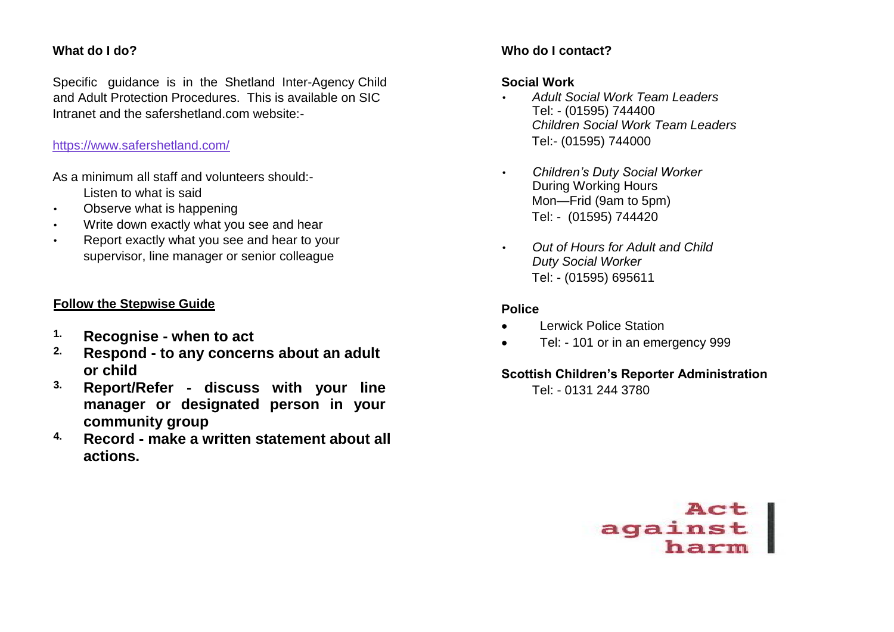## What do I do?

Specific guidance is in the Shetland Inter-Agency Child and Adult Protection Procedures. This is available on SIC Intranet and the safershetland.com website:-

https://www.safershetland.com/

As a minimum all staff and volunteers should:-

- Listen to what is said
- Observe what is happening
- Write down exactly what you see and hear
- Report exactly what you see and hear to your supervisor, line manager or senior colleague

**Follow the Stepwise Guide**

1. **Recognise - when to act**
2. **Respond - to any concerns about an adult or child**
3. **Report/Refer - discuss with your line manager or designated person in your community group**
4. **Record - make a written statement about all actions.**

## Who do I contact?

**Social Work**

- *Adult Social Work Team Leaders*
  Tel: - (01595) 744400
  *Children Social Work Team Leaders*
  Tel:- (01595) 744000
- *Children's Duty Social Worker*
  During Working Hours
  Mon—Frid (9am to 5pm)
  Tel: - (01595) 744420
- *Out of Hours for Adult and Child Duty Social Worker*
  Tel: - (01595) 695611

**Police**

- Lerwick Police Station
- Tel: - 101 or in an emergency 999

**Scottish Children's Reporter Administration**

Tel: - 0131 244 3780

Act against harm